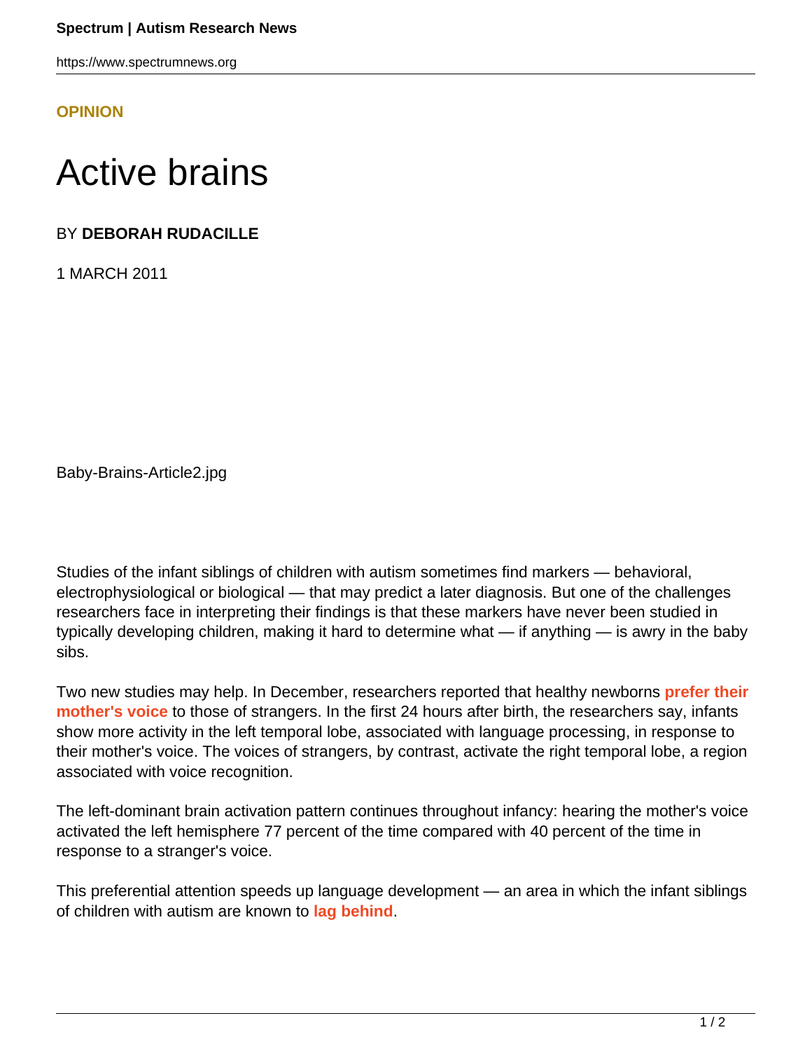**OPINION**

# Active brains

BY **DEBORAH RUDACILLE**

1 MARCH 2011

Baby-Brains-Article2.jpg

Studies of the infant siblings of children with autism sometimes find markers — behavioral, electrophysiological or biological — that may predict a later diagnosis. But one of the challenges researchers face in interpreting their findings is that these markers have never been studied in typically developing children, making it hard to determine what — if anything — is awry in the baby sibs.

Two new studies may help. In December, researchers reported that healthy newborns **prefer their mother's voice** to those of strangers. In the first 24 hours after birth, the researchers say, infants show more activity in the left temporal lobe, associated with language processing, in response to their mother's voice. The voices of strangers, by contrast, activate the right temporal lobe, a region associated with voice recognition.

The left-dominant brain activation pattern continues throughout infancy: hearing the mother's voice activated the left hemisphere 77 percent of the time compared with 40 percent of the time in response to a stranger's voice.

This preferential attention speeds up language development — an area in which the infant siblings of children with autism are known to **lag behind**.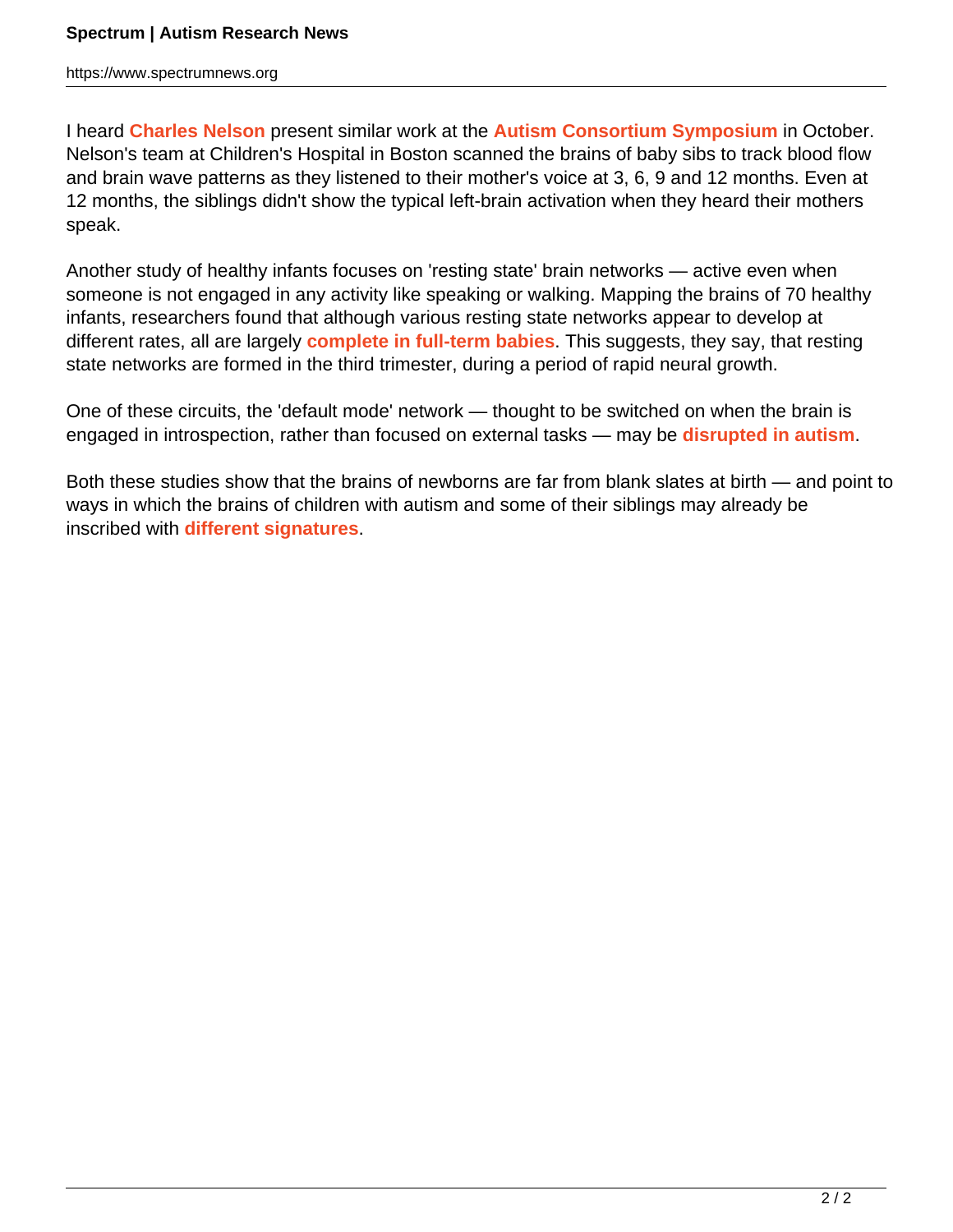I heard **Charles Nelson** present similar work at the **Autism Consortium Symposium** in October. Nelson's team at Children's Hospital in Boston scanned the brains of baby sibs to track blood flow and brain wave patterns as they listened to their mother's voice at 3, 6, 9 and 12 months. Even at 12 months, the siblings didn't show the typical left-brain activation when they heard their mothers speak.

Another study of healthy infants focuses on 'resting state' brain networks — active even when someone is not engaged in any activity like speaking or walking. Mapping the brains of 70 healthy infants, researchers found that although various resting state networks appear to develop at different rates, all are largely **complete in full-term babies**. This suggests, they say, that resting state networks are formed in the third trimester, during a period of rapid neural growth.

One of these circuits, the 'default mode' network — thought to be switched on when the brain is engaged in introspection, rather than focused on external tasks — may be **disrupted in autism**.

Both these studies show that the brains of newborns are far from blank slates at birth — and point to ways in which the brains of children with autism and some of their siblings may already be inscribed with **different signatures**.